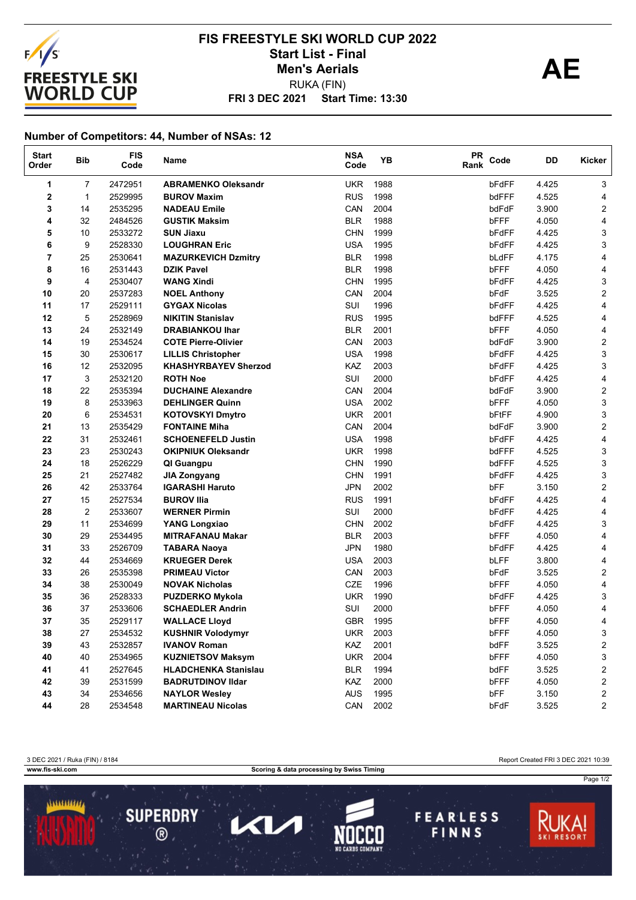# FIS FREESTYLE SKI WORLD CUP 2022

## Start List - Final

## Men's Aerials

RUKA (FIN)

**FRI 3 DEC 2021 Start Time: 13:30**

**AE**

### Number of Competitors: 44, Number of NSAs: 12

| Start Order | Bib | FIS Code | Name | NSA Code | YB | PR Rank | Code | DD | Kicker |
|---|---|---|---|---|---|---|---|---|---|
| 1 | 7 | 2472951 | **ABRAMENKO Oleksandr** | UKR | 1988 | | bFdFF | 4.425 | 3 |
| 2 | 1 | 2529995 | **BUROV Maxim** | RUS | 1998 | | bdFFF | 4.525 | 4 |
| 3 | 14 | 2535295 | **NADEAU Emile** | CAN | 2004 | | bdFdF | 3.900 | 2 |
| 4 | 32 | 2484526 | **GUSTIK Maksim** | BLR | 1988 | | bFFF | 4.050 | 4 |
| 5 | 10 | 2533272 | **SUN Jiaxu** | CHN | 1999 | | bFdFF | 4.425 | 3 |
| 6 | 9 | 2528330 | **LOUGHRAN Eric** | USA | 1995 | | bFdFF | 4.425 | 3 |
| 7 | 25 | 2530641 | **MAZURKEVICH Dzmitry** | BLR | 1998 | | bLdFF | 4.175 | 4 |
| 8 | 16 | 2531443 | **DZIK Pavel** | BLR | 1998 | | bFFF | 4.050 | 4 |
| 9 | 4 | 2530407 | **WANG Xindi** | CHN | 1995 | | bFdFF | 4.425 | 3 |
| 10 | 20 | 2537283 | **NOEL Anthony** | CAN | 2004 | | bFdF | 3.525 | 2 |
| 11 | 17 | 2529111 | **GYGAX Nicolas** | SUI | 1996 | | bFdFF | 4.425 | 4 |
| 12 | 5 | 2528969 | **NIKITIN Stanislav** | RUS | 1995 | | bdFFF | 4.525 | 4 |
| 13 | 24 | 2532149 | **DRABIANKOU Ihar** | BLR | 2001 | | bFFF | 4.050 | 4 |
| 14 | 19 | 2534524 | **COTE Pierre-Olivier** | CAN | 2003 | | bdFdF | 3.900 | 2 |
| 15 | 30 | 2530617 | **LILLIS Christopher** | USA | 1998 | | bFdFF | 4.425 | 3 |
| 16 | 12 | 2532095 | **KHASHYRBAYEV Sherzod** | KAZ | 2003 | | bFdFF | 4.425 | 3 |
| 17 | 3 | 2532120 | **ROTH Noe** | SUI | 2000 | | bFdFF | 4.425 | 4 |
| 18 | 22 | 2535394 | **DUCHAINE Alexandre** | CAN | 2004 | | bdFdF | 3.900 | 2 |
| 19 | 8 | 2533963 | **DEHLINGER Quinn** | USA | 2002 | | bFFF | 4.050 | 3 |
| 20 | 6 | 2534531 | **KOTOVSKYI Dmytro** | UKR | 2001 | | bFtFF | 4.900 | 3 |
| 21 | 13 | 2535429 | **FONTAINE Miha** | CAN | 2004 | | bdFdF | 3.900 | 2 |
| 22 | 31 | 2532461 | **SCHOENEFELD Justin** | USA | 1998 | | bFdFF | 4.425 | 4 |
| 23 | 23 | 2530243 | **OKIPNIUK Oleksandr** | UKR | 1998 | | bdFFF | 4.525 | 3 |
| 24 | 18 | 2526229 | **QI Guangpu** | CHN | 1990 | | bdFFF | 4.525 | 3 |
| 25 | 21 | 2527482 | **JIA Zongyang** | CHN | 1991 | | bFdFF | 4.425 | 3 |
| 26 | 42 | 2533764 | **IGARASHI Haruto** | JPN | 2002 | | bFF | 3.150 | 2 |
| 27 | 15 | 2527534 | **BUROV Ilia** | RUS | 1991 | | bFdFF | 4.425 | 4 |
| 28 | 2 | 2533607 | **WERNER Pirmin** | SUI | 2000 | | bFdFF | 4.425 | 4 |
| 29 | 11 | 2534699 | **YANG Longxiao** | CHN | 2002 | | bFdFF | 4.425 | 3 |
| 30 | 29 | 2534495 | **MITRAFANAU Makar** | BLR | 2003 | | bFFF | 4.050 | 4 |
| 31 | 33 | 2526709 | **TABARA Naoya** | JPN | 1980 | | bFdFF | 4.425 | 4 |
| 32 | 44 | 2534669 | **KRUEGER Derek** | USA | 2003 | | bLFF | 3.800 | 4 |
| 33 | 26 | 2535398 | **PRIMEAU Victor** | CAN | 2003 | | bFdF | 3.525 | 2 |
| 34 | 38 | 2530049 | **NOVAK Nicholas** | CZE | 1996 | | bFFF | 4.050 | 4 |
| 35 | 36 | 2528333 | **PUZDERKO Mykola** | UKR | 1990 | | bFdFF | 4.425 | 3 |
| 36 | 37 | 2533606 | **SCHAEDLER Andrin** | SUI | 2000 | | bFFF | 4.050 | 4 |
| 37 | 35 | 2529117 | **WALLACE Lloyd** | GBR | 1995 | | bFFF | 4.050 | 4 |
| 38 | 27 | 2534532 | **KUSHNIR Volodymyr** | UKR | 2003 | | bFFF | 4.050 | 3 |
| 39 | 43 | 2532857 | **IVANOV Roman** | KAZ | 2001 | | bdFF | 3.525 | 2 |
| 40 | 40 | 2534965 | **KUZNIETSOV Maksym** | UKR | 2004 | | bFFF | 4.050 | 3 |
| 41 | 41 | 2527645 | **HLADCHENKA Stanislau** | BLR | 1994 | | bdFF | 3.525 | 2 |
| 42 | 39 | 2531599 | **BADRUTDINOV Ildar** | KAZ | 2000 | | bFFF | 4.050 | 2 |
| 43 | 34 | 2534656 | **NAYLOR Wesley** | AUS | 1995 | | bFF | 3.150 | 2 |
| 44 | 28 | 2534548 | **MARTINEAU Nicolas** | CAN | 2002 | | bFdF | 3.525 | 2 |

3 DEC 2021 / Ruka (FIN) / 8184 — Report Created FRI 3 DEC 2021 10:39

www.fis-ski.com — Scoring & data processing by Swiss Timing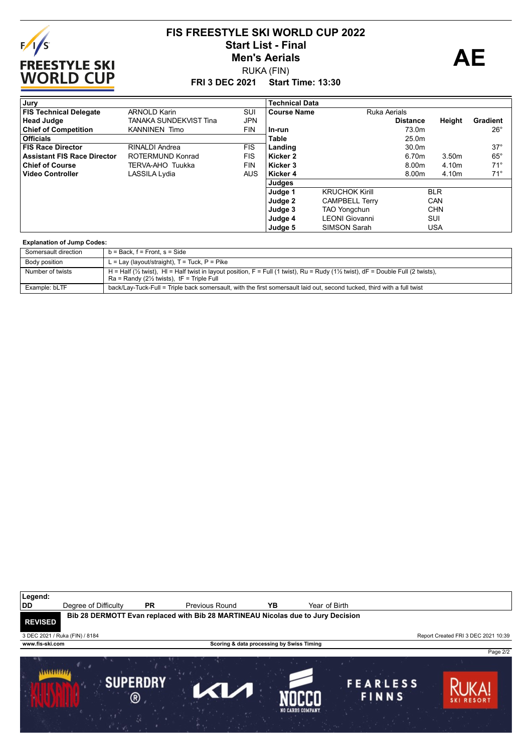# FIS FREESTYLE SKI WORLD CUP 2022

## Start List - Final

## Men's Aerials

RUKA (FIN)

**FRI 3 DEC 2021 Start Time: 13:30**

**AE**

| Jury | | |
|---|---|---|
| **FIS Technical Delegate** | ARNOLD Karin | SUI |
| **Head Judge** | TANAKA SUNDEKVIST Tina | JPN |
| **Chief of Competition** | KANNINEN Timo | FIN |
| **Officials** | | |
| **FIS Race Director** | RINALDI Andrea | FIS |
| **Assistant FIS Race Director** | ROTERMUND Konrad | FIS |
| **Chief of Course** | TERVA-AHO Tuukka | FIN |
| **Video Controller** | LASSILA Lydia | AUS |

| Technical Data | | | |
|---|---|---|---|
| **Course Name** | Ruka Aerials | | |
| | **Distance** | **Height** | **Gradient** |
| **In-run** | 73.0m | | 26° |
| **Table** | 25.0m | | |
| **Landing** | 30.0m | | 37° |
| **Kicker 2** | 6.70m | 3.50m | 65° |
| **Kicker 3** | 8.00m | 4.10m | 71° |
| **Kicker 4** | 8.00m | 4.10m | 71° |

| Judges | | |
|---|---|---|
| **Judge 1** | KRUCHOK Kirill | BLR |
| **Judge 2** | CAMPBELL Terry | CAN |
| **Judge 3** | TAO Yongchun | CHN |
| **Judge 4** | LEONI Giovanni | SUI |
| **Judge 5** | SIMSON Sarah | USA |

**Explanation of Jump Codes:**

| | |
|---|---|
| Somersault direction | b = Back, f = Front, s = Side |
| Body position | L = Lay (layout/straight), T = Tuck, P = Pike |
| Number of twists | H = Half (½ twist), Hl = Half twist in layout position, F = Full (1 twist), Ru = Rudy (1½ twist), dF = Double Full (2 twists), Ra = Randy (2½ twists), tF = Triple Full |
| Example: bLTF | back/Lay-Tuck-Full = Triple back somersault, with the first somersault laid out, second tucked, third with a full twist |

**Legend:**

| | | | | | |
|---|---|---|---|---|---|
| **DD** | Degree of Difficulty | **PR** | Previous Round | **YB** | Year of Birth |

**REVISED** **Bib 28 DERMOTT Evan replaced with Bib 28 MARTINEAU Nicolas due to Jury Decision**

3 DEC 2021 / Ruka (FIN) / 8184

Report Created FRI 3 DEC 2021 10:39

www.fis-ski.com

Scoring & data processing by Swiss Timing